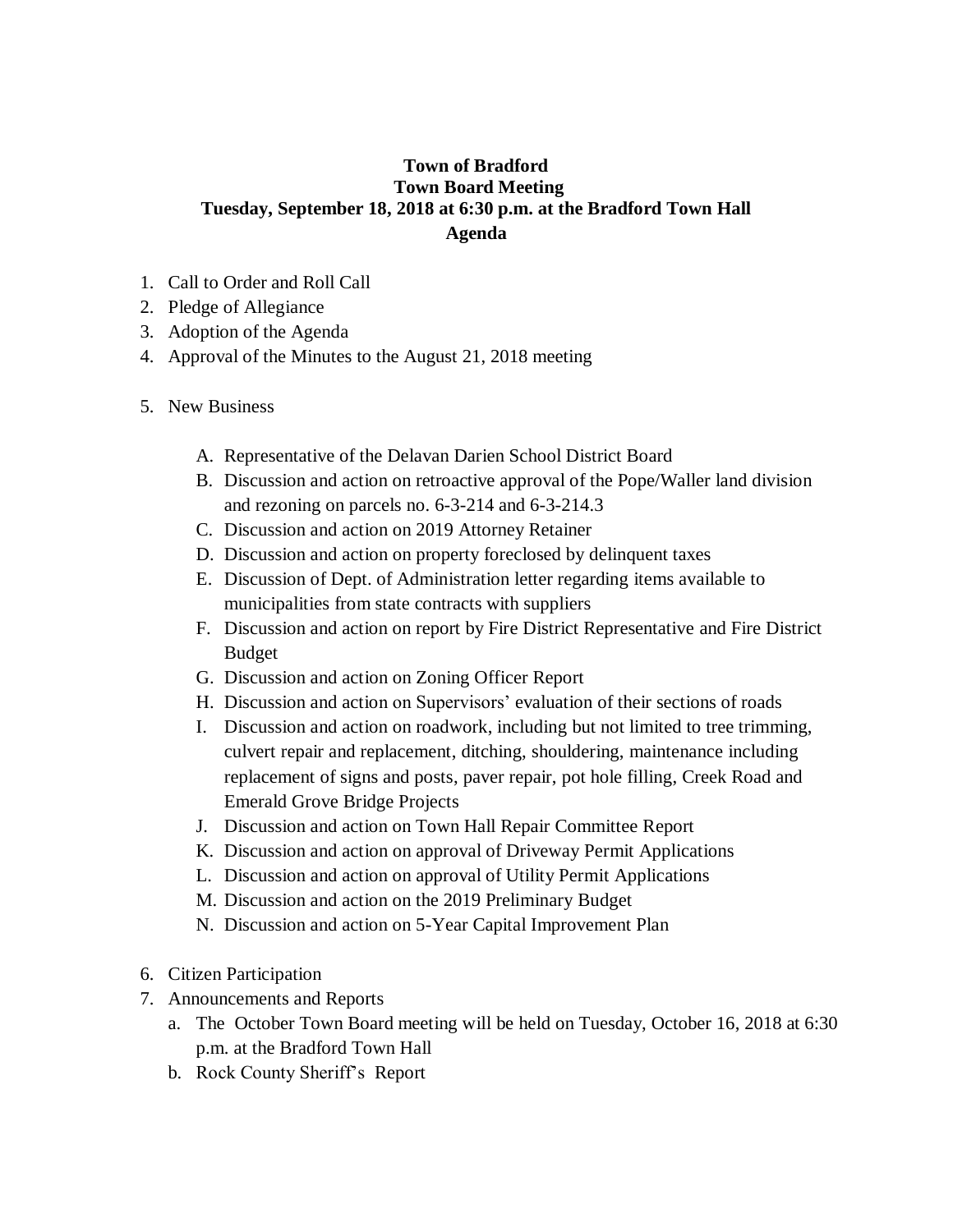**Town of Bradford**
**Town Board Meeting**
**Tuesday, September 18, 2018 at 6:30 p.m. at the Bradford Town Hall**
**Agenda**

1. Call to Order and Roll Call
2. Pledge of Allegiance
3. Adoption of the Agenda
4. Approval of the Minutes to the August 21, 2018 meeting
5. New Business
   A. Representative of the Delavan Darien School District Board
   B. Discussion and action on retroactive approval of the Pope/Waller land division and rezoning on parcels no. 6-3-214 and 6-3-214.3
   C. Discussion and action on 2019 Attorney Retainer
   D. Discussion and action on property foreclosed by delinquent taxes
   E. Discussion of Dept. of Administration letter regarding items available to municipalities from state contracts with suppliers
   F. Discussion and action on report by Fire District Representative and Fire District Budget
   G. Discussion and action on Zoning Officer Report
   H. Discussion and action on Supervisors' evaluation of their sections of roads
   I. Discussion and action on roadwork, including but not limited to tree trimming, culvert repair and replacement, ditching, shouldering, maintenance including replacement of signs and posts, paver repair, pot hole filling, Creek Road and Emerald Grove Bridge Projects
   J. Discussion and action on Town Hall Repair Committee Report
   K. Discussion and action on approval of Driveway Permit Applications
   L. Discussion and action on approval of Utility Permit Applications
   M. Discussion and action on the 2019 Preliminary Budget
   N. Discussion and action on 5-Year Capital Improvement Plan
6. Citizen Participation
7. Announcements and Reports
   a. The October Town Board meeting will be held on Tuesday, October 16, 2018 at 6:30 p.m. at the Bradford Town Hall
   b. Rock County Sheriff's Report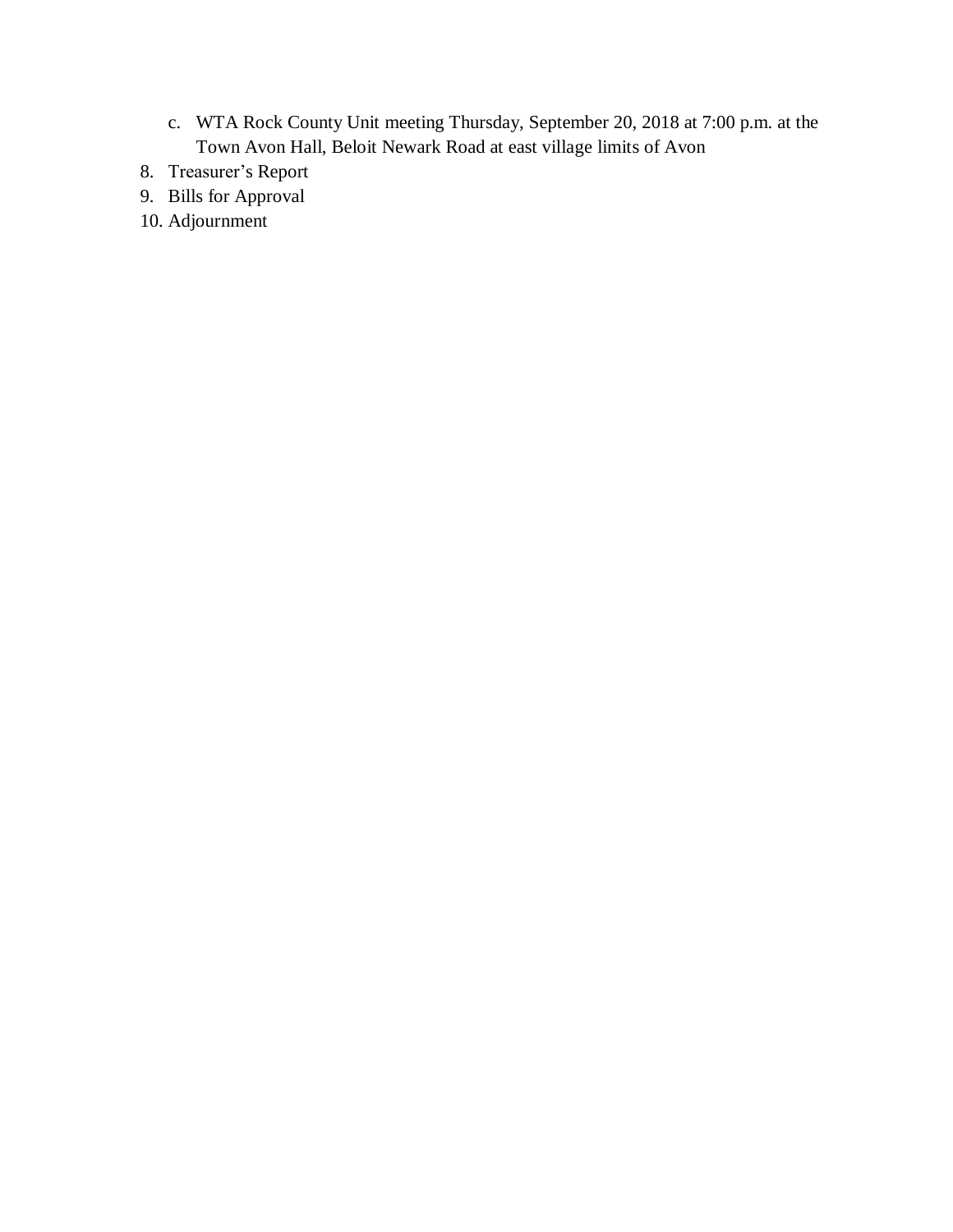c. WTA Rock County Unit meeting Thursday, September 20, 2018 at 7:00 p.m. at the Town Avon Hall, Beloit Newark Road at east village limits of Avon

8. Treasurer's Report
9. Bills for Approval
10. Adjournment